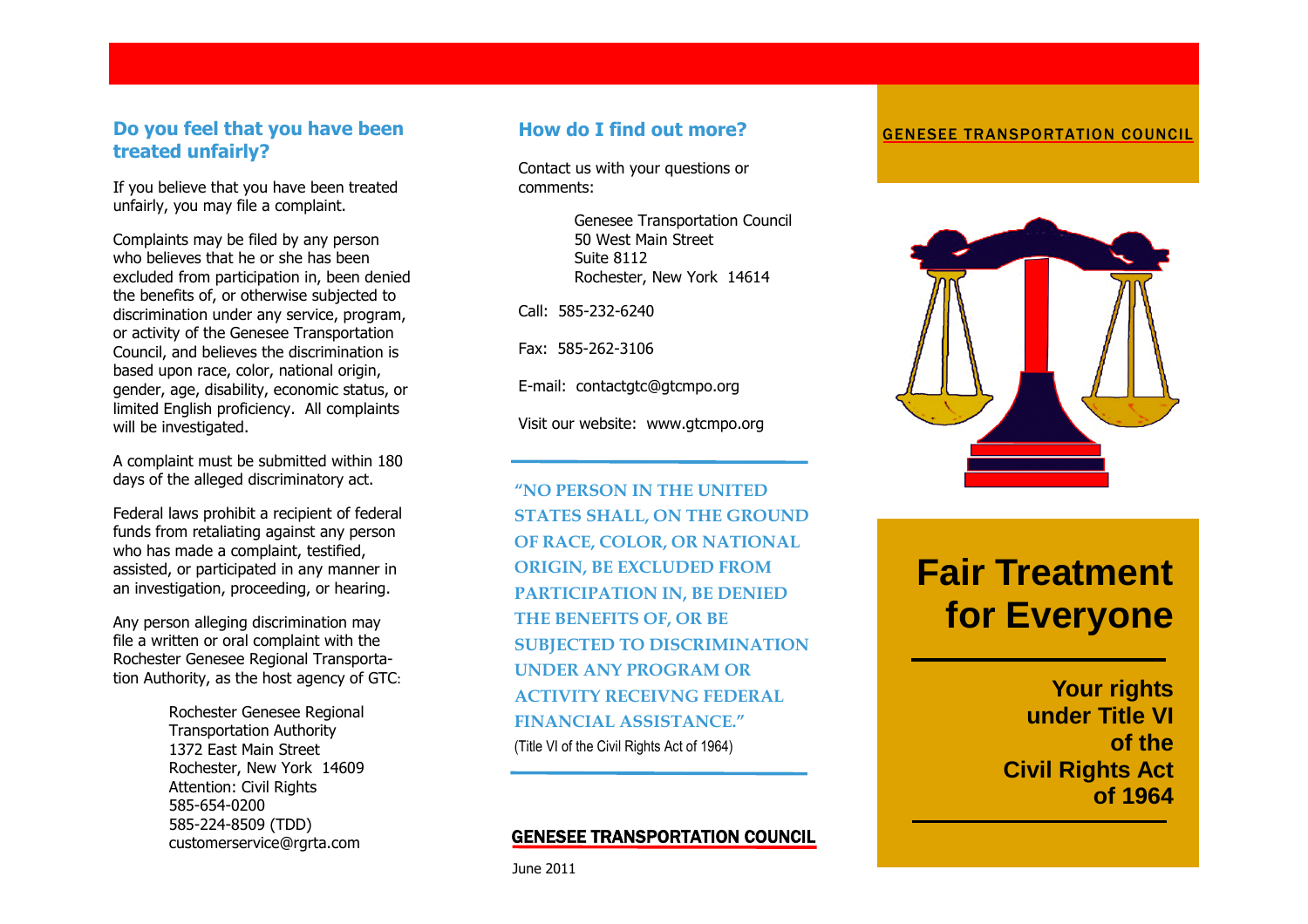## Do you feel that you have been treated unfairly?

If you believe that you have been treated unfairly, you may file a complaint.

Complaints may be filed by any person who believes that he or she has been excluded from participation in, been denied the benefits of, or otherwise subjected to discrimination under any service, program, or activity of the Genesee Transportation Council, and believes the discrimination is based upon race, color, national origin, gender, age, disability, economic status, or limited English proficiency. All complaints will be investigated.

A complaint must be submitted within 180 days of the alleged discriminatory act.

Federal laws prohibit a recipient of federal funds from retaliating against any person who has made a complaint, testified, assisted, or participated in any manner in an investigation, proceeding, or hearing.

Any person alleging discrimination may file a written or oral complaint with the Rochester Genesee Regional Transportation Authority, as the host agency of GTC:

> Rochester Genesee Regional Transportation Authority
> 1372 East Main Street
> Rochester, New York 14609
> Attention: Civil Rights
> 585-654-0200
> 585-224-8509 (TDD)
> customerservice@rgrta.com

## How do I find out more?

Contact us with your questions or comments:

> Genesee Transportation Council
> 50 West Main Street
> Suite 8112
> Rochester, New York 14614

Call: 585-232-6240

Fax: 585-262-3106

E-mail: contactgtc@gtcmpo.org

Visit our website: www.gtcmpo.org

---

**"NO PERSON IN THE UNITED STATES SHALL, ON THE GROUND OF RACE, COLOR, OR NATIONAL ORIGIN, BE EXCLUDED FROM PARTICIPATION IN, BE DENIED THE BENEFITS OF, OR BE SUBJECTED TO DISCRIMINATION UNDER ANY PROGRAM OR ACTIVITY RECEIVNG FEDERAL FINANCIAL ASSISTANCE."**

(Title VI of the Civil Rights Act of 1964)

---

**GENESEE TRANSPORTATION COUNCIL**

June 2011

**GENESEE TRANSPORTATION COUNCIL**

# Fair Treatment for Everyone

**Your rights under Title VI of the Civil Rights Act of 1964**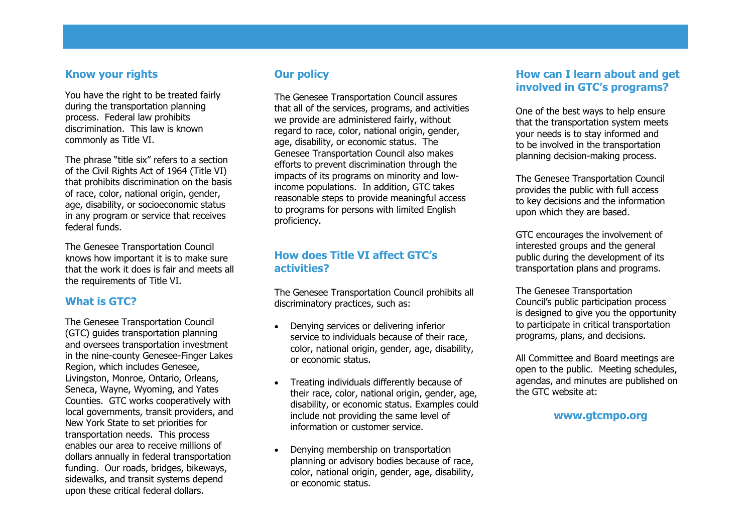## Know your rights

You have the right to be treated fairly during the transportation planning process. Federal law prohibits discrimination. This law is known commonly as Title VI.

The phrase "title six" refers to a section of the Civil Rights Act of 1964 (Title VI) that prohibits discrimination on the basis of race, color, national origin, gender, age, disability, or socioeconomic status in any program or service that receives federal funds.

The Genesee Transportation Council knows how important it is to make sure that the work it does is fair and meets all the requirements of Title VI.

## What is GTC?

The Genesee Transportation Council (GTC) guides transportation planning and oversees transportation investment in the nine-county Genesee-Finger Lakes Region, which includes Genesee, Livingston, Monroe, Ontario, Orleans, Seneca, Wayne, Wyoming, and Yates Counties. GTC works cooperatively with local governments, transit providers, and New York State to set priorities for transportation needs. This process enables our area to receive millions of dollars annually in federal transportation funding. Our roads, bridges, bikeways, sidewalks, and transit systems depend upon these critical federal dollars.

## Our policy

The Genesee Transportation Council assures that all of the services, programs, and activities we provide are administered fairly, without regard to race, color, national origin, gender, age, disability, or economic status. The Genesee Transportation Council also makes efforts to prevent discrimination through the impacts of its programs on minority and low-income populations. In addition, GTC takes reasonable steps to provide meaningful access to programs for persons with limited English proficiency.

## How does Title VI affect GTC's activities?

The Genesee Transportation Council prohibits all discriminatory practices, such as:

- Denying services or delivering inferior service to individuals because of their race, color, national origin, gender, age, disability, or economic status.
- Treating individuals differently because of their race, color, national origin, gender, age, disability, or economic status. Examples could include not providing the same level of information or customer service.
- Denying membership on transportation planning or advisory bodies because of race, color, national origin, gender, age, disability, or economic status.

## How can I learn about and get involved in GTC's programs?

One of the best ways to help ensure that the transportation system meets your needs is to stay informed and to be involved in the transportation planning decision-making process.

The Genesee Transportation Council provides the public with full access to key decisions and the information upon which they are based.

GTC encourages the involvement of interested groups and the general public during the development of its transportation plans and programs.

The Genesee Transportation Council's public participation process is designed to give you the opportunity to participate in critical transportation programs, plans, and decisions.

All Committee and Board meetings are open to the public. Meeting schedules, agendas, and minutes are published on the GTC website at:

**www.gtcmpo.org**